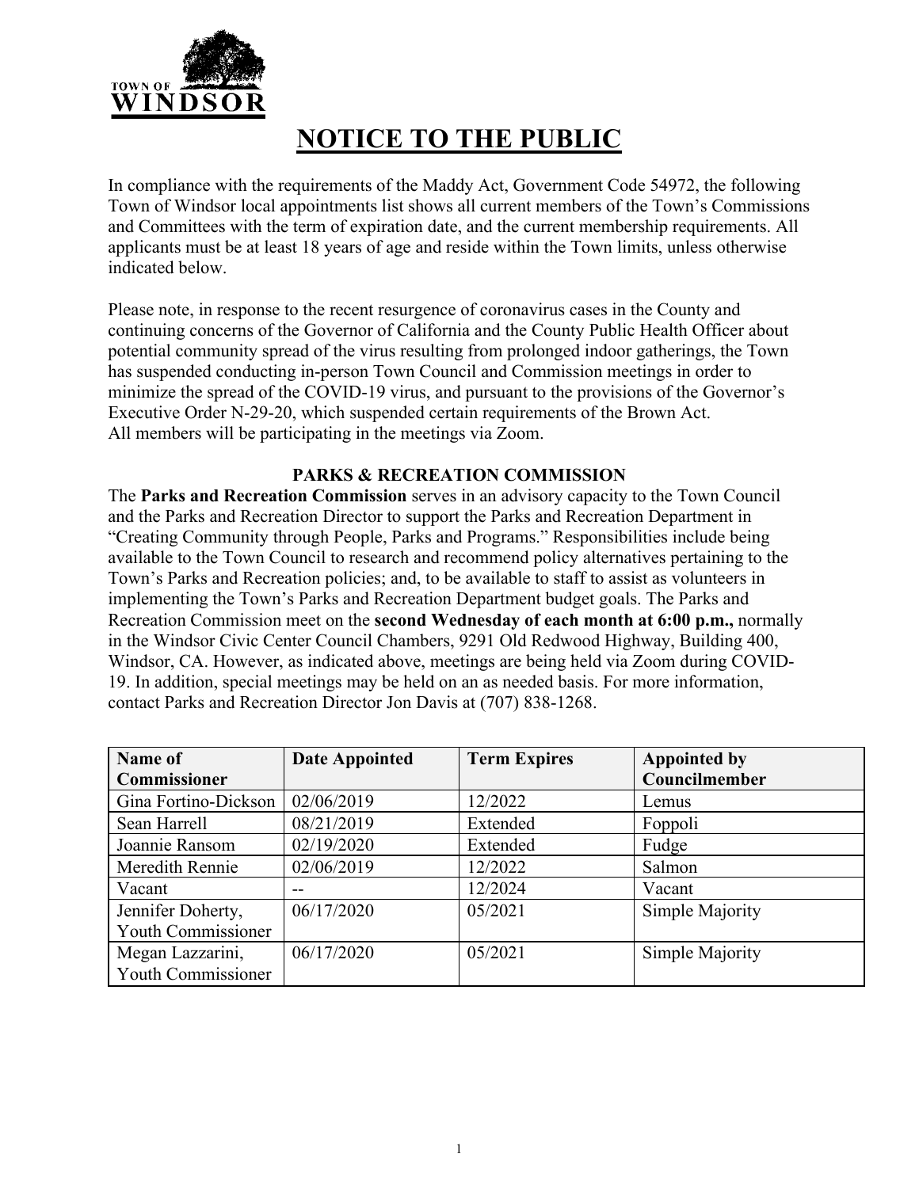TOWN OF WINDSOR

# NOTICE TO THE PUBLIC

In compliance with the requirements of the Maddy Act, Government Code 54972, the following Town of Windsor local appointments list shows all current members of the Town's Commissions and Committees with the term of expiration date, and the current membership requirements. All applicants must be at least 18 years of age and reside within the Town limits, unless otherwise indicated below.

Please note, in response to the recent resurgence of coronavirus cases in the County and continuing concerns of the Governor of California and the County Public Health Officer about potential community spread of the virus resulting from prolonged indoor gatherings, the Town has suspended conducting in-person Town Council and Commission meetings in order to minimize the spread of the COVID-19 virus, and pursuant to the provisions of the Governor's Executive Order N-29-20, which suspended certain requirements of the Brown Act. All members will be participating in the meetings via Zoom.

## PARKS & RECREATION COMMISSION

The **Parks and Recreation Commission** serves in an advisory capacity to the Town Council and the Parks and Recreation Director to support the Parks and Recreation Department in "Creating Community through People, Parks and Programs." Responsibilities include being available to the Town Council to research and recommend policy alternatives pertaining to the Town's Parks and Recreation policies; and, to be available to staff to assist as volunteers in implementing the Town's Parks and Recreation Department budget goals. The Parks and Recreation Commission meet on the **second Wednesday of each month at 6:00 p.m.,** normally in the Windsor Civic Center Council Chambers, 9291 Old Redwood Highway, Building 400, Windsor, CA. However, as indicated above, meetings are being held via Zoom during COVID-19. In addition, special meetings may be held on an as needed basis. For more information, contact Parks and Recreation Director Jon Davis at (707) 838-1268.

| Name of Commissioner | Date Appointed | Term Expires | Appointed by Councilmember |
|---|---|---|---|
| Gina Fortino-Dickson | 02/06/2019 | 12/2022 | Lemus |
| Sean Harrell | 08/21/2019 | Extended | Foppoli |
| Joannie Ransom | 02/19/2020 | Extended | Fudge |
| Meredith Rennie | 02/06/2019 | 12/2022 | Salmon |
| Vacant | -- | 12/2024 | Vacant |
| Jennifer Doherty, Youth Commissioner | 06/17/2020 | 05/2021 | Simple Majority |
| Megan Lazzarini, Youth Commissioner | 06/17/2020 | 05/2021 | Simple Majority |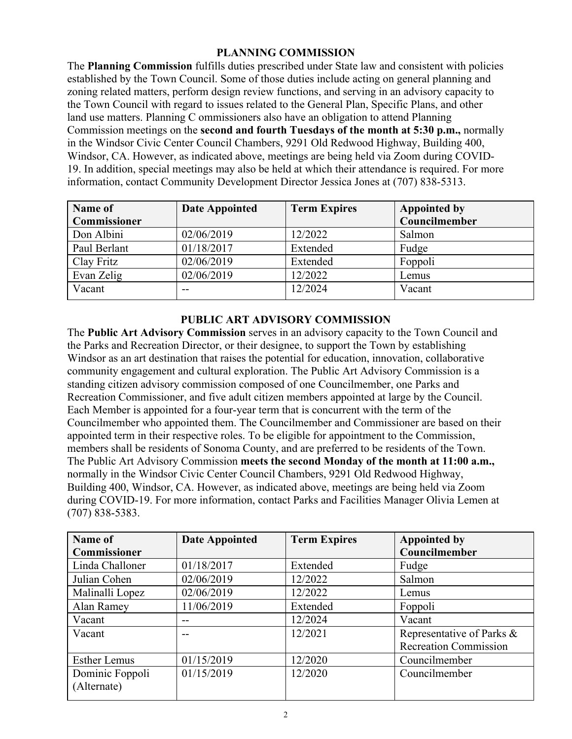## PLANNING COMMISSION

The **Planning Commission** fulfills duties prescribed under State law and consistent with policies established by the Town Council. Some of those duties include acting on general planning and zoning related matters, perform design review functions, and serving in an advisory capacity to the Town Council with regard to issues related to the General Plan, Specific Plans, and other land use matters. Planning C ommissioners also have an obligation to attend Planning Commission meetings on the **second and fourth Tuesdays of the month at 5:30 p.m.,** normally in the Windsor Civic Center Council Chambers, 9291 Old Redwood Highway, Building 400, Windsor, CA. However, as indicated above, meetings are being held via Zoom during COVID-19. In addition, special meetings may also be held at which their attendance is required. For more information, contact Community Development Director Jessica Jones at (707) 838-5313.

| Name of Commissioner | Date Appointed | Term Expires | Appointed by Councilmember |
|---|---|---|---|
| Don Albini | 02/06/2019 | 12/2022 | Salmon |
| Paul Berlant | 01/18/2017 | Extended | Fudge |
| Clay Fritz | 02/06/2019 | Extended | Foppoli |
| Evan Zelig | 02/06/2019 | 12/2022 | Lemus |
| Vacant | -- | 12/2024 | Vacant |

## PUBLIC ART ADVISORY COMMISSION

The **Public Art Advisory Commission** serves in an advisory capacity to the Town Council and the Parks and Recreation Director, or their designee, to support the Town by establishing Windsor as an art destination that raises the potential for education, innovation, collaborative community engagement and cultural exploration. The Public Art Advisory Commission is a standing citizen advisory commission composed of one Councilmember, one Parks and Recreation Commissioner, and five adult citizen members appointed at large by the Council. Each Member is appointed for a four-year term that is concurrent with the term of the Councilmember who appointed them. The Councilmember and Commissioner are based on their appointed term in their respective roles. To be eligible for appointment to the Commission, members shall be residents of Sonoma County, and are preferred to be residents of the Town. The Public Art Advisory Commission **meets the second Monday of the month at 11:00 a.m.,** normally in the Windsor Civic Center Council Chambers, 9291 Old Redwood Highway, Building 400, Windsor, CA. However, as indicated above, meetings are being held via Zoom during COVID-19. For more information, contact Parks and Facilities Manager Olivia Lemen at (707) 838-5383.

| Name of Commissioner | Date Appointed | Term Expires | Appointed by Councilmember |
|---|---|---|---|
| Linda Challoner | 01/18/2017 | Extended | Fudge |
| Julian Cohen | 02/06/2019 | 12/2022 | Salmon |
| Malinalli Lopez | 02/06/2019 | 12/2022 | Lemus |
| Alan Ramey | 11/06/2019 | Extended | Foppoli |
| Vacant | -- | 12/2024 | Vacant |
| Vacant | -- | 12/2021 | Representative of Parks & Recreation Commission |
| Esther Lemus | 01/15/2019 | 12/2020 | Councilmember |
| Dominic Foppoli (Alternate) | 01/15/2019 | 12/2020 | Councilmember |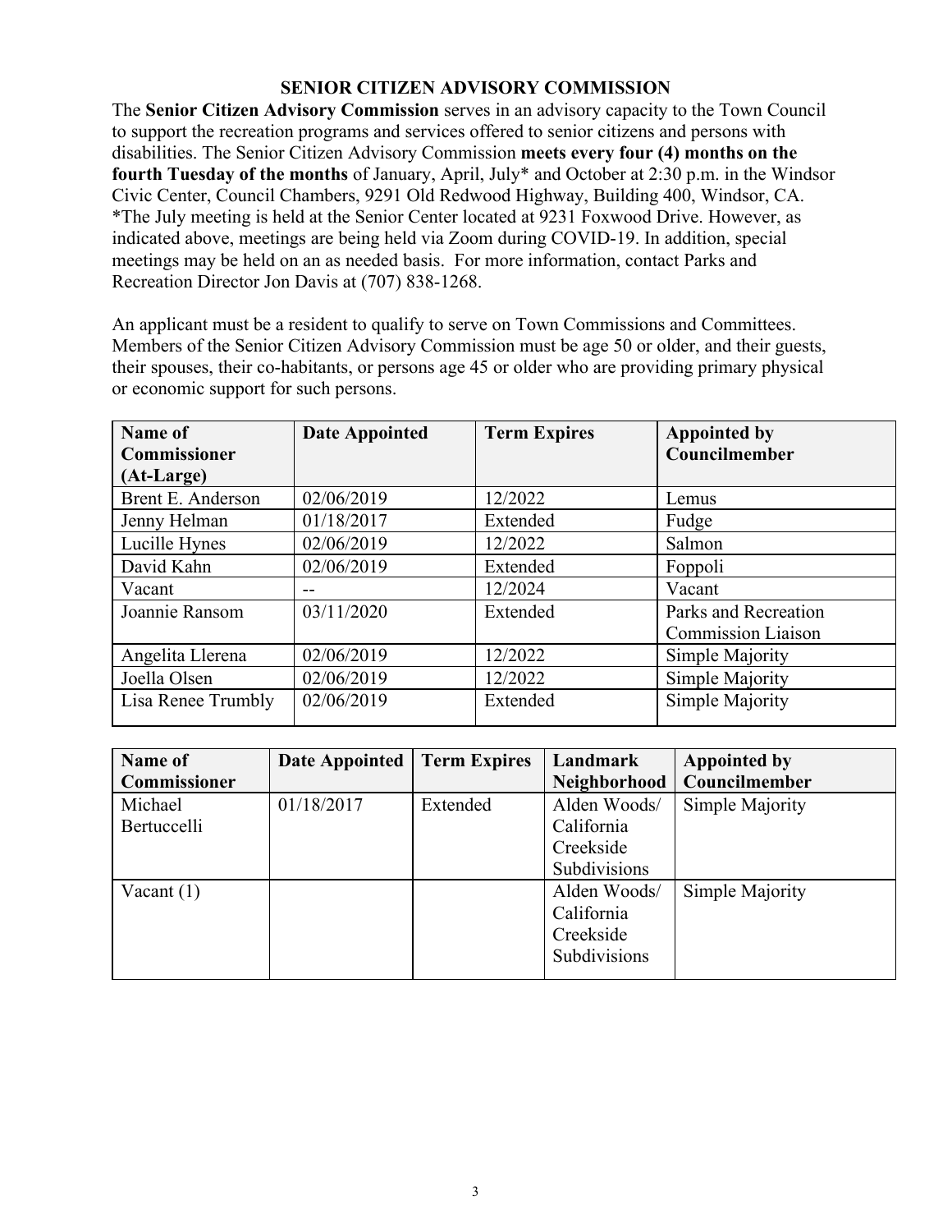## SENIOR CITIZEN ADVISORY COMMISSION

The **Senior Citizen Advisory Commission** serves in an advisory capacity to the Town Council to support the recreation programs and services offered to senior citizens and persons with disabilities. The Senior Citizen Advisory Commission **meets every four (4) months on the fourth Tuesday of the months** of January, April, July* and October at 2:30 p.m. in the Windsor Civic Center, Council Chambers, 9291 Old Redwood Highway, Building 400, Windsor, CA. *The July meeting is held at the Senior Center located at 9231 Foxwood Drive. However, as indicated above, meetings are being held via Zoom during COVID-19. In addition, special meetings may be held on an as needed basis. For more information, contact Parks and Recreation Director Jon Davis at (707) 838-1268.

An applicant must be a resident to qualify to serve on Town Commissions and Committees. Members of the Senior Citizen Advisory Commission must be age 50 or older, and their guests, their spouses, their co-habitants, or persons age 45 or older who are providing primary physical or economic support for such persons.

| Name of Commissioner (At-Large) | Date Appointed | Term Expires | Appointed by Councilmember |
|---|---|---|---|
| Brent E. Anderson | 02/06/2019 | 12/2022 | Lemus |
| Jenny Helman | 01/18/2017 | Extended | Fudge |
| Lucille Hynes | 02/06/2019 | 12/2022 | Salmon |
| David Kahn | 02/06/2019 | Extended | Foppoli |
| Vacant | -- | 12/2024 | Vacant |
| Joannie Ransom | 03/11/2020 | Extended | Parks and Recreation Commission Liaison |
| Angelita Llerena | 02/06/2019 | 12/2022 | Simple Majority |
| Joella Olsen | 02/06/2019 | 12/2022 | Simple Majority |
| Lisa Renee Trumbly | 02/06/2019 | Extended | Simple Majority |

| Name of Commissioner | Date Appointed | Term Expires | Landmark Neighborhood | Appointed by Councilmember |
|---|---|---|---|---|
| Michael Bertuccelli | 01/18/2017 | Extended | Alden Woods/ California Creekside Subdivisions | Simple Majority |
| Vacant (1) | | | Alden Woods/ California Creekside Subdivisions | Simple Majority |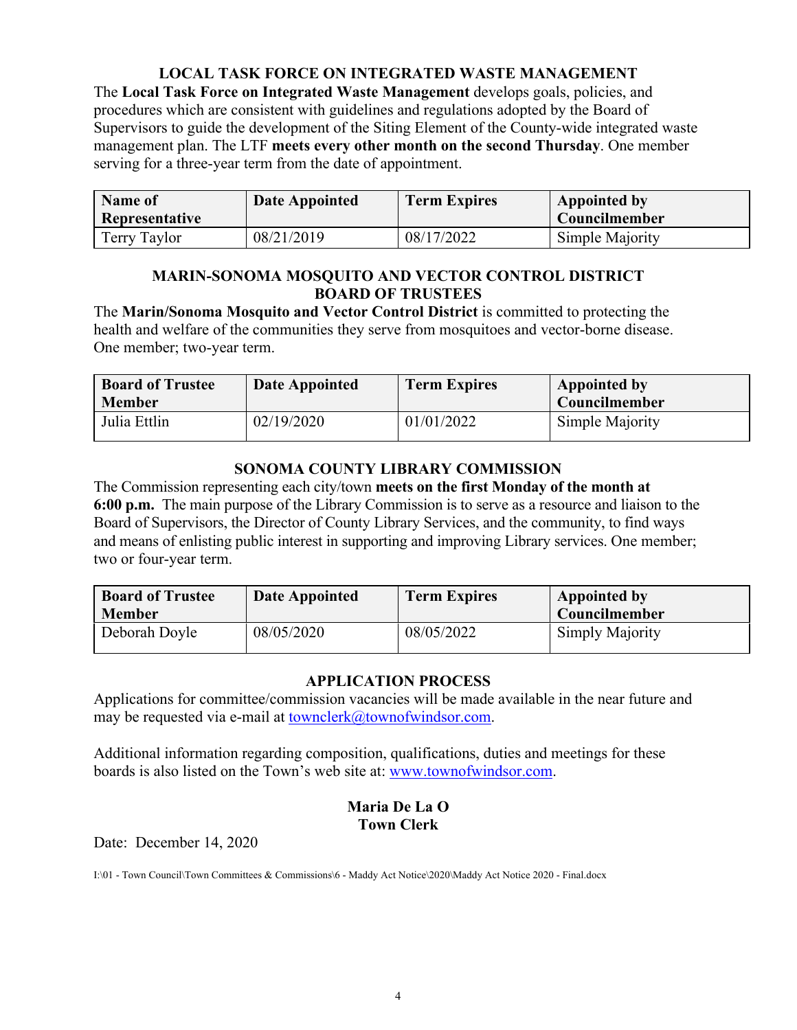## LOCAL TASK FORCE ON INTEGRATED WASTE MANAGEMENT

The **Local Task Force on Integrated Waste Management** develops goals, policies, and procedures which are consistent with guidelines and regulations adopted by the Board of Supervisors to guide the development of the Siting Element of the County-wide integrated waste management plan. The LTF **meets every other month on the second Thursday**. One member serving for a three-year term from the date of appointment.

| Name of Representative | Date Appointed | Term Expires | Appointed by Councilmember |
|---|---|---|---|
| Terry Taylor | 08/21/2019 | 08/17/2022 | Simple Majority |

## MARIN-SONOMA MOSQUITO AND VECTOR CONTROL DISTRICT BOARD OF TRUSTEES

The **Marin/Sonoma Mosquito and Vector Control District** is committed to protecting the health and welfare of the communities they serve from mosquitoes and vector-borne disease. One member; two-year term.

| Board of Trustee Member | Date Appointed | Term Expires | Appointed by Councilmember |
|---|---|---|---|
| Julia Ettlin | 02/19/2020 | 01/01/2022 | Simple Majority |

## SONOMA COUNTY LIBRARY COMMISSION

The Commission representing each city/town **meets on the first Monday of the month at 6:00 p.m.** The main purpose of the Library Commission is to serve as a resource and liaison to the Board of Supervisors, the Director of County Library Services, and the community, to find ways and means of enlisting public interest in supporting and improving Library services. One member; two or four-year term.

| Board of Trustee Member | Date Appointed | Term Expires | Appointed by Councilmember |
|---|---|---|---|
| Deborah Doyle | 08/05/2020 | 08/05/2022 | Simply Majority |

## APPLICATION PROCESS

Applications for committee/commission vacancies will be made available in the near future and may be requested via e-mail at townclerk@townofwindsor.com.

Additional information regarding composition, qualifications, duties and meetings for these boards is also listed on the Town's web site at: www.townofwindsor.com.

**Maria De La O**
**Town Clerk**

Date: December 14, 2020

I:\01 - Town Council\Town Committees & Commissions\6 - Maddy Act Notice\2020\Maddy Act Notice 2020 - Final.docx